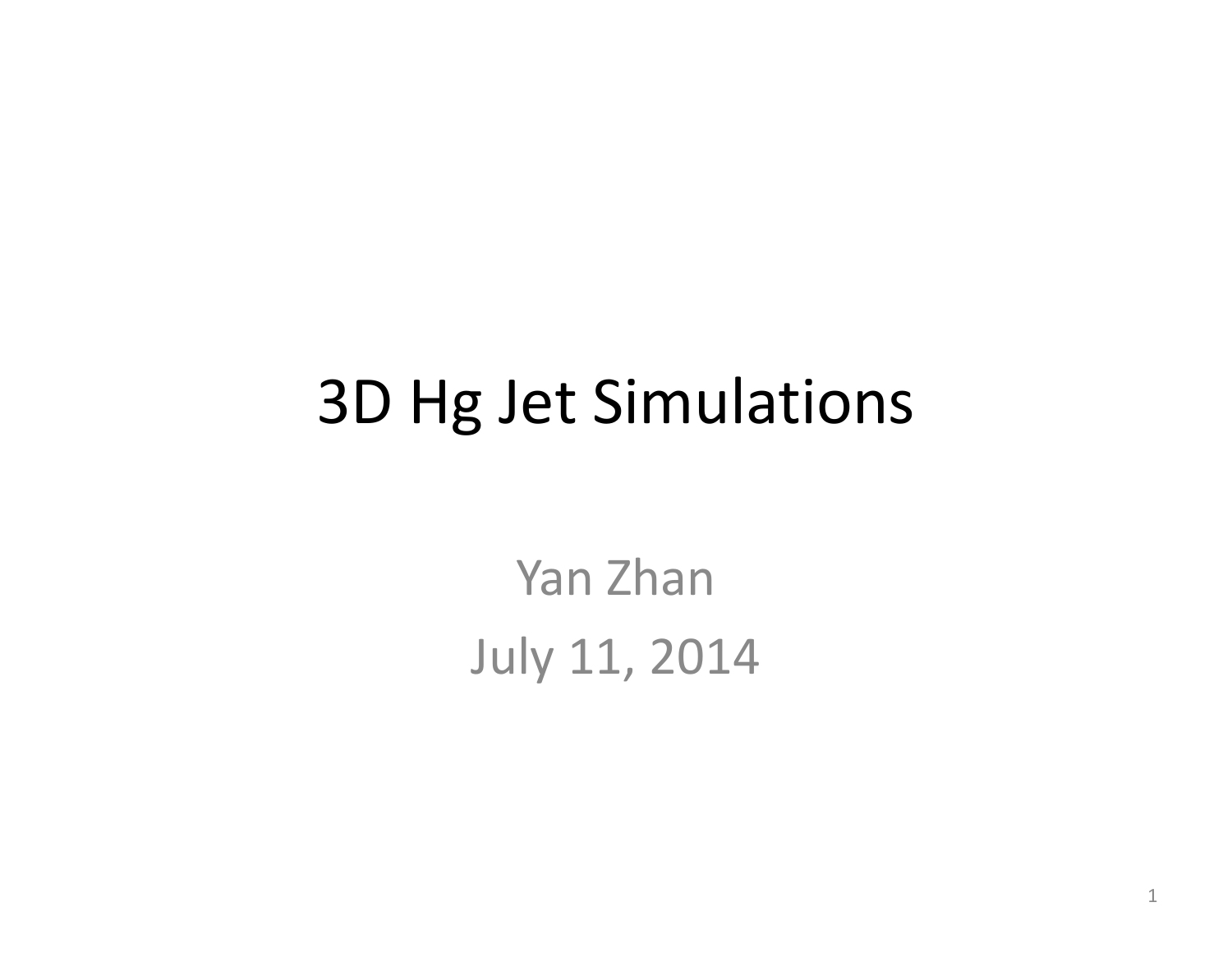# 3D Hg Jet Simulations

Yan Zhan

July 11, 2014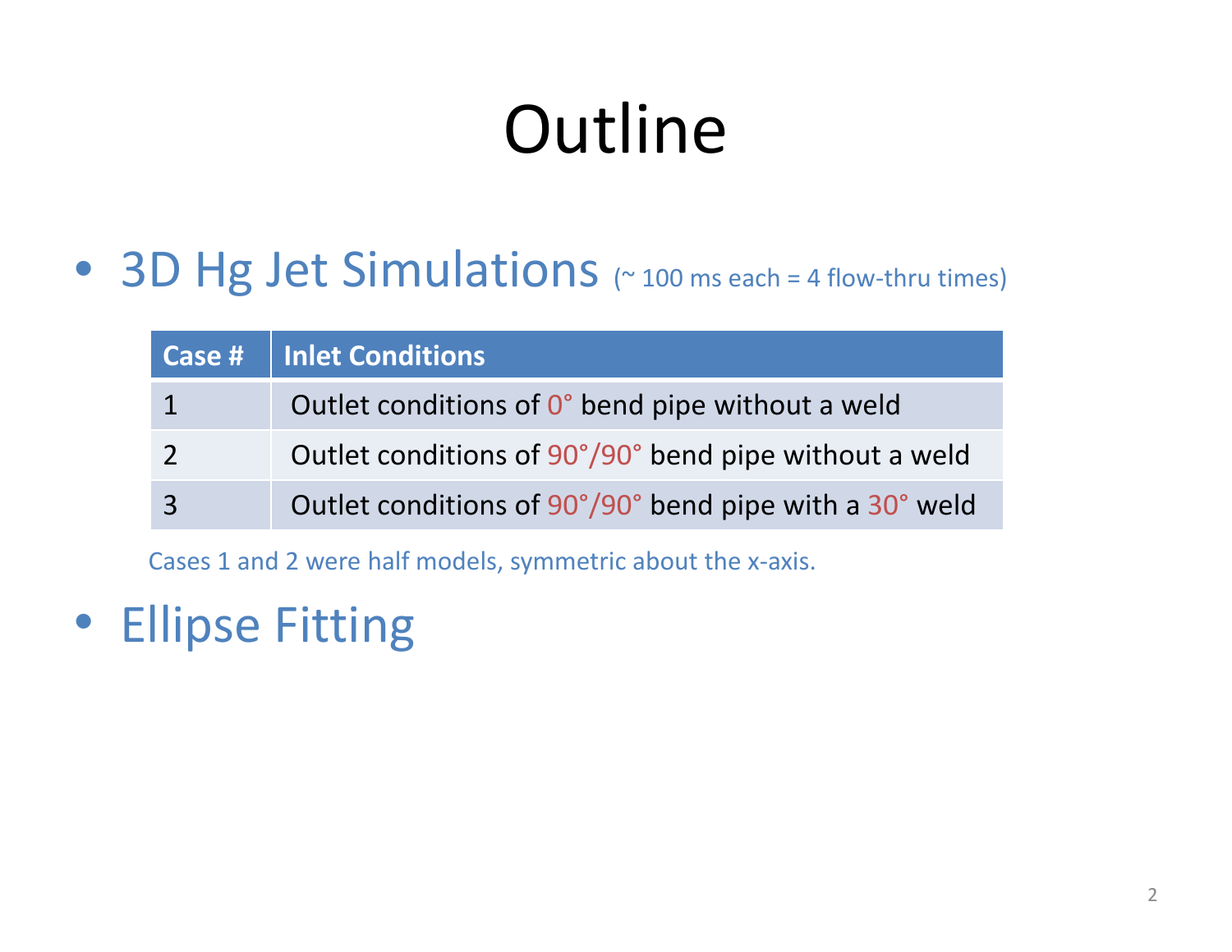# Outline

- 3D Hg Jet Simulations (~ 100 ms each = 4 flow-thru times)

| Case # | Inlet Conditions |
| --- | --- |
| 1 | Outlet conditions of 0° bend pipe without a weld |
| 2 | Outlet conditions of 90°/90° bend pipe without a weld |
| 3 | Outlet conditions of 90°/90° bend pipe with a 30° weld |

Cases 1 and 2 were half models, symmetric about the x-axis.

- Ellipse Fitting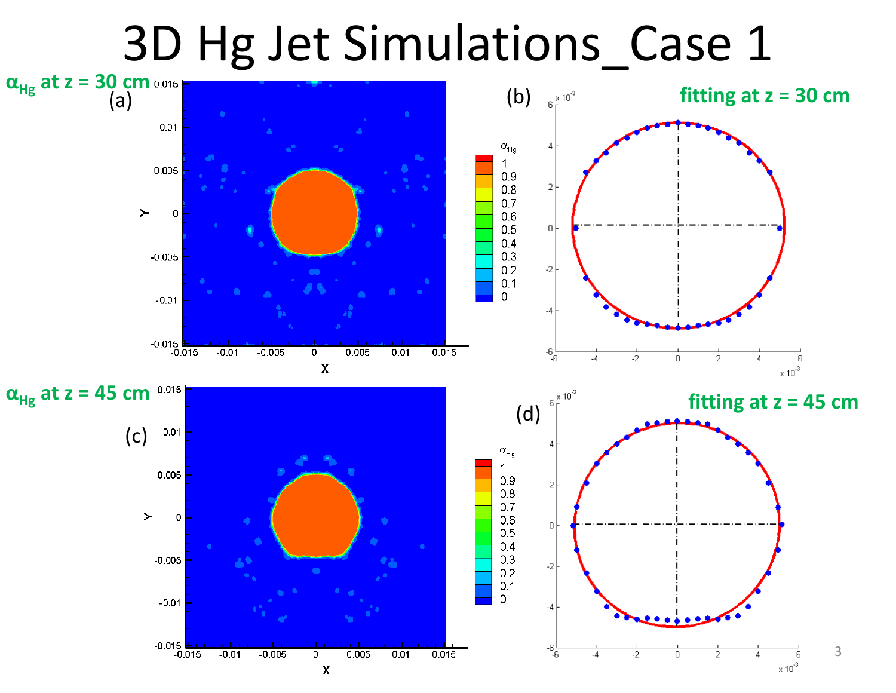# 3D Hg Jet Simulations_Case 1

$\alpha_{Hg}$ at z = 30 cm

(a)

(b) fitting at z = 30 cm

$\alpha_{Hg}$ at z = 45 cm

(c)

(d) fitting at z = 45 cm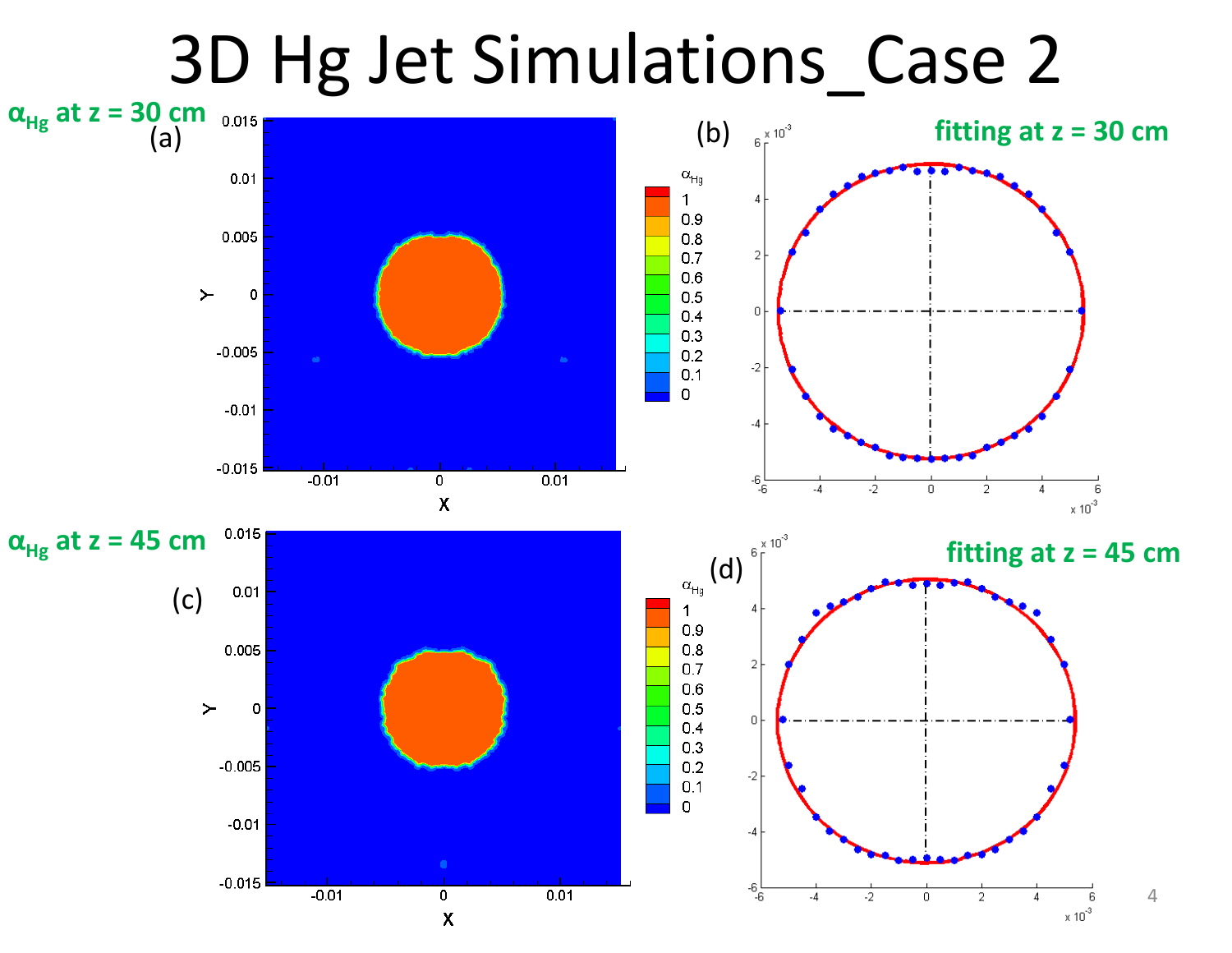# 3D Hg Jet Simulations_Case 2

$\alpha_{Hg}$ at z = 30 cm

(a)

(b) fitting at z = 30 cm

$\alpha_{Hg}$ at z = 45 cm

(c)

(d) fitting at z = 45 cm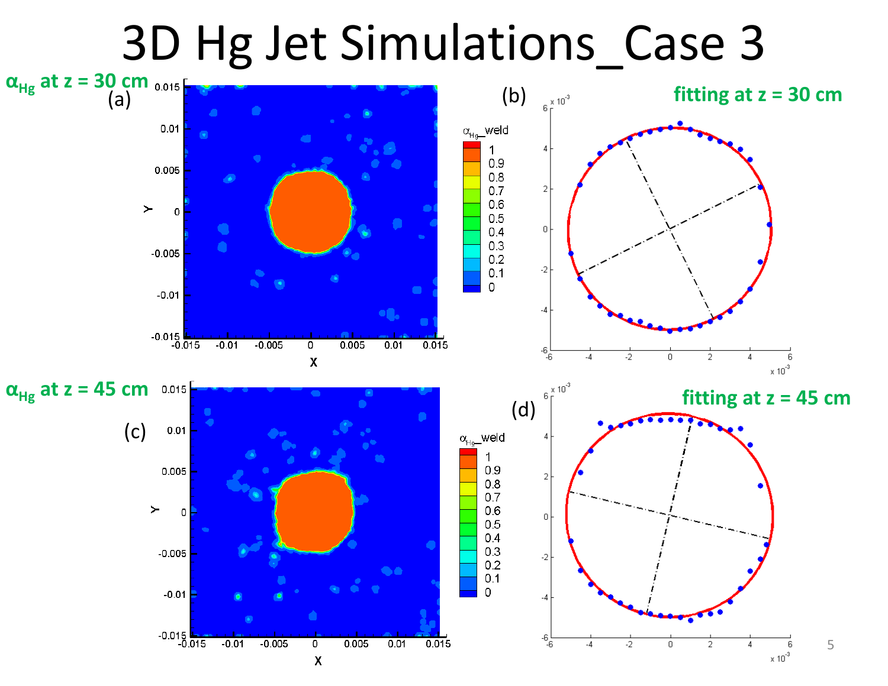# 3D Hg Jet Simulations_Case 3

$\alpha_{Hg}$ at z = 30 cm

(a)

(b) fitting at z = 30 cm

$\alpha_{Hg}$ at z = 45 cm

(c)

(d) fitting at z = 45 cm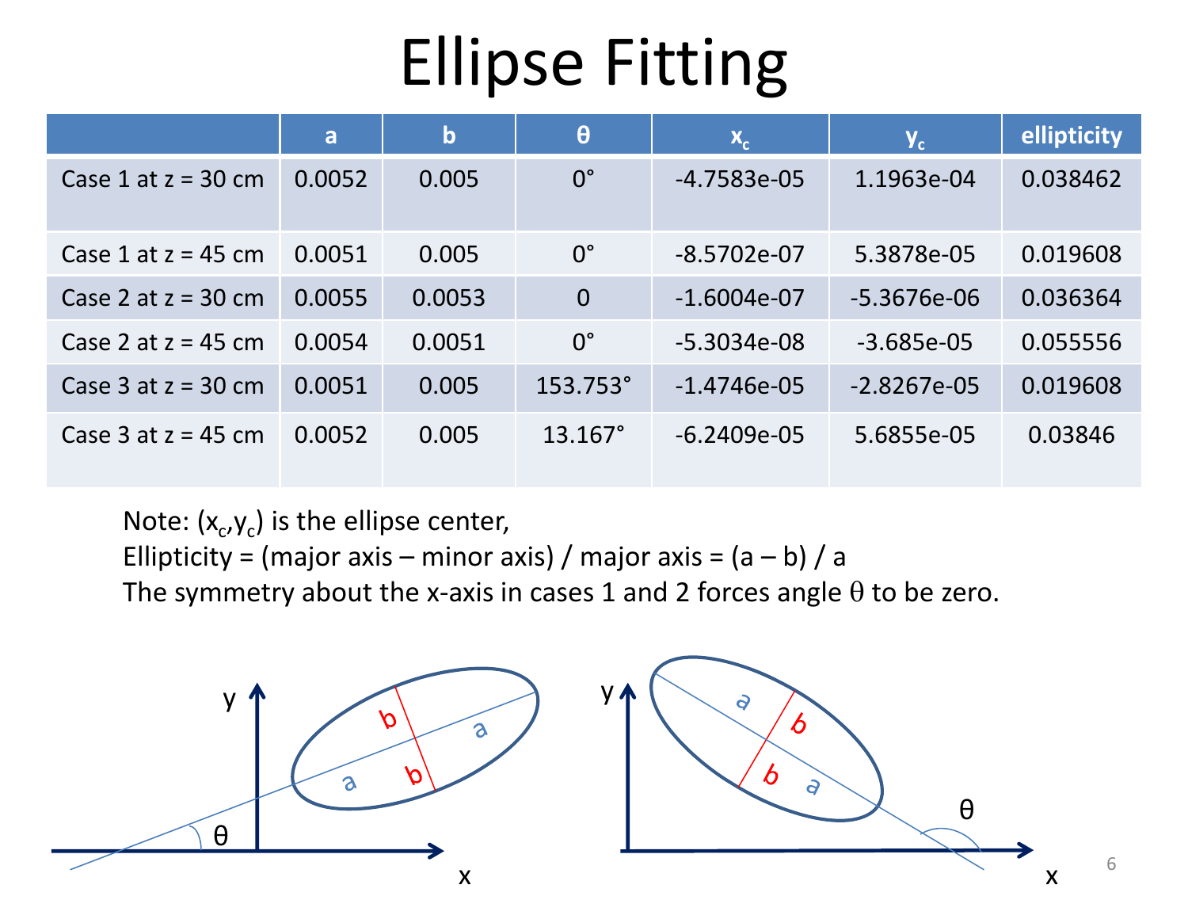# Ellipse Fitting

| | a | b | θ | $x_c$ | $y_c$ | ellipticity |
|---|---|---|---|---|---|---|
| Case 1 at z = 30 cm | 0.0052 | 0.005 | 0° | -4.7583e-05 | 1.1963e-04 | 0.038462 |
| Case 1 at z = 45 cm | 0.0051 | 0.005 | 0° | -8.5702e-07 | 5.3878e-05 | 0.019608 |
| Case 2 at z = 30 cm | 0.0055 | 0.0053 | 0 | -1.6004e-07 | -5.3676e-06 | 0.036364 |
| Case 2 at z = 45 cm | 0.0054 | 0.0051 | 0° | -5.3034e-08 | -3.685e-05 | 0.055556 |
| Case 3 at z = 30 cm | 0.0051 | 0.005 | 153.753° | -1.4746e-05 | -2.8267e-05 | 0.019608 |
| Case 3 at z = 45 cm | 0.0052 | 0.005 | 13.167° | -6.2409e-05 | 5.6855e-05 | 0.03846 |

Note: $(x_c, y_c)$ is the ellipse center,
Ellipticity = (major axis – minor axis) / major axis = (a – b) / a
The symmetry about the x-axis in cases 1 and 2 forces angle θ to be zero.

y
x
θ
a
a
b
b

y
x
θ
a
a
b
b